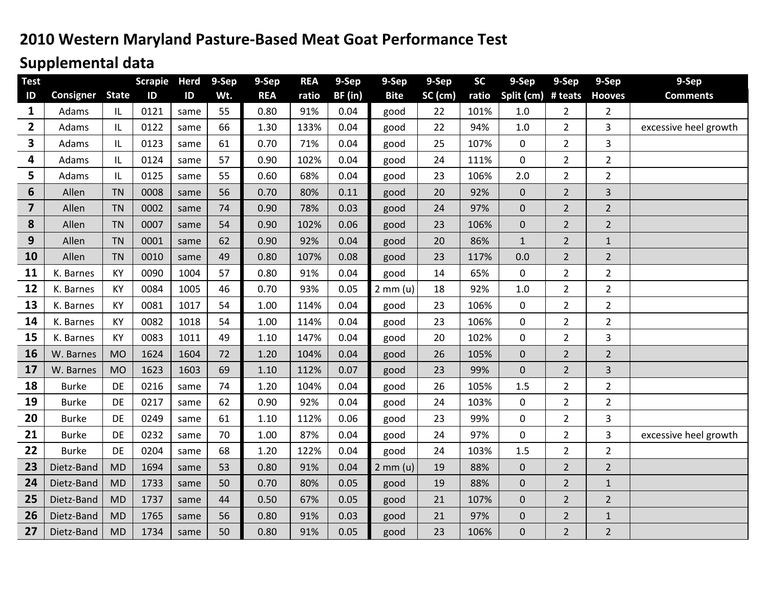# 2010 Western Maryland Pasture-Based Meat Goat Performance Test

## Supplemental data

| Test ID | Consigner | State | Scrapie ID | Herd ID | 9-Sep Wt. | 9-Sep REA | REA ratio | 9-Sep BF (in) | 9-Sep Bite | 9-Sep SC (cm) | SC ratio | 9-Sep Split (cm) | 9-Sep # teats | 9-Sep Hooves | 9-Sep Comments |
|---|---|---|---|---|---|---|---|---|---|---|---|---|---|---|---|
| 1 | Adams | IL | 0121 | same | 55 | 0.80 | 91% | 0.04 | good | 22 | 101% | 1.0 | 2 | 2 | |
| 2 | Adams | IL | 0122 | same | 66 | 1.30 | 133% | 0.04 | good | 22 | 94% | 1.0 | 2 | 3 | excessive heel growth |
| 3 | Adams | IL | 0123 | same | 61 | 0.70 | 71% | 0.04 | good | 25 | 107% | 0 | 2 | 3 | |
| 4 | Adams | IL | 0124 | same | 57 | 0.90 | 102% | 0.04 | good | 24 | 111% | 0 | 2 | 2 | |
| 5 | Adams | IL | 0125 | same | 55 | 0.60 | 68% | 0.04 | good | 23 | 106% | 2.0 | 2 | 2 | |
| 6 | Allen | TN | 0008 | same | 56 | 0.70 | 80% | 0.11 | good | 20 | 92% | 0 | 2 | 3 | |
| 7 | Allen | TN | 0002 | same | 74 | 0.90 | 78% | 0.03 | good | 24 | 97% | 0 | 2 | 2 | |
| 8 | Allen | TN | 0007 | same | 54 | 0.90 | 102% | 0.06 | good | 23 | 106% | 0 | 2 | 2 | |
| 9 | Allen | TN | 0001 | same | 62 | 0.90 | 92% | 0.04 | good | 20 | 86% | 1 | 2 | 1 | |
| 10 | Allen | TN | 0010 | same | 49 | 0.80 | 107% | 0.08 | good | 23 | 117% | 0.0 | 2 | 2 | |
| 11 | K. Barnes | KY | 0090 | 1004 | 57 | 0.80 | 91% | 0.04 | good | 14 | 65% | 0 | 2 | 2 | |
| 12 | K. Barnes | KY | 0084 | 1005 | 46 | 0.70 | 93% | 0.05 | 2 mm (u) | 18 | 92% | 1.0 | 2 | 2 | |
| 13 | K. Barnes | KY | 0081 | 1017 | 54 | 1.00 | 114% | 0.04 | good | 23 | 106% | 0 | 2 | 2 | |
| 14 | K. Barnes | KY | 0082 | 1018 | 54 | 1.00 | 114% | 0.04 | good | 23 | 106% | 0 | 2 | 2 | |
| 15 | K. Barnes | KY | 0083 | 1011 | 49 | 1.10 | 147% | 0.04 | good | 20 | 102% | 0 | 2 | 3 | |
| 16 | W. Barnes | MO | 1624 | 1604 | 72 | 1.20 | 104% | 0.04 | good | 26 | 105% | 0 | 2 | 2 | |
| 17 | W. Barnes | MO | 1623 | 1603 | 69 | 1.10 | 112% | 0.07 | good | 23 | 99% | 0 | 2 | 3 | |
| 18 | Burke | DE | 0216 | same | 74 | 1.20 | 104% | 0.04 | good | 26 | 105% | 1.5 | 2 | 2 | |
| 19 | Burke | DE | 0217 | same | 62 | 0.90 | 92% | 0.04 | good | 24 | 103% | 0 | 2 | 2 | |
| 20 | Burke | DE | 0249 | same | 61 | 1.10 | 112% | 0.06 | good | 23 | 99% | 0 | 2 | 3 | |
| 21 | Burke | DE | 0232 | same | 70 | 1.00 | 87% | 0.04 | good | 24 | 97% | 0 | 2 | 3 | excessive heel growth |
| 22 | Burke | DE | 0204 | same | 68 | 1.20 | 122% | 0.04 | good | 24 | 103% | 1.5 | 2 | 2 | |
| 23 | Dietz-Band | MD | 1694 | same | 53 | 0.80 | 91% | 0.04 | 2 mm (u) | 19 | 88% | 0 | 2 | 2 | |
| 24 | Dietz-Band | MD | 1733 | same | 50 | 0.70 | 80% | 0.05 | good | 19 | 88% | 0 | 2 | 1 | |
| 25 | Dietz-Band | MD | 1737 | same | 44 | 0.50 | 67% | 0.05 | good | 21 | 107% | 0 | 2 | 2 | |
| 26 | Dietz-Band | MD | 1765 | same | 56 | 0.80 | 91% | 0.03 | good | 21 | 97% | 0 | 2 | 1 | |
| 27 | Dietz-Band | MD | 1734 | same | 50 | 0.80 | 91% | 0.05 | good | 23 | 106% | 0 | 2 | 2 | |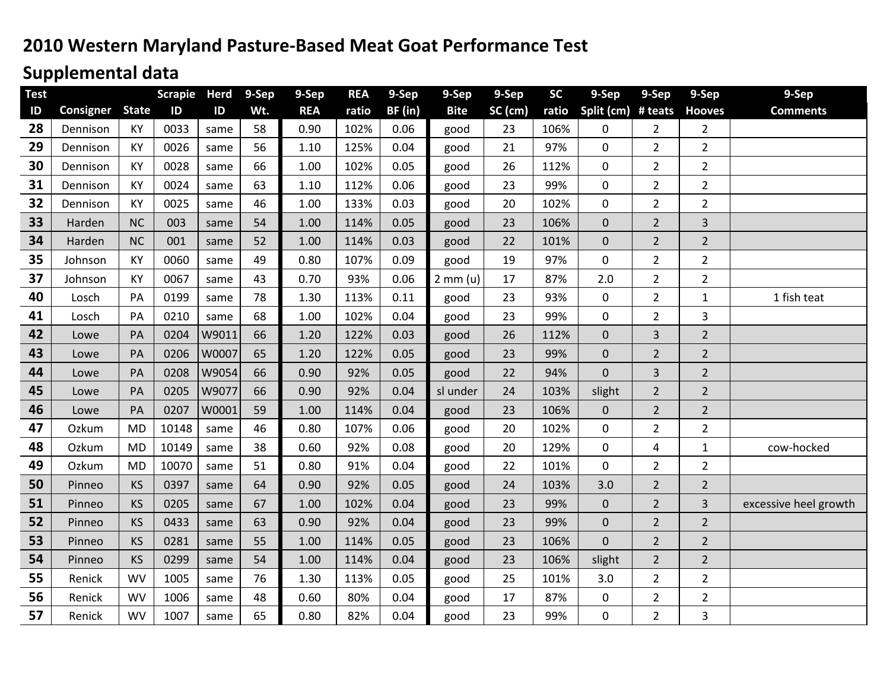# 2010 Western Maryland Pasture-Based Meat Goat Performance Test

## Supplemental data

| Test ID | Consigner | State | Scrapie ID | Herd ID | 9-Sep Wt. | 9-Sep REA | REA ratio | 9-Sep BF (in) | 9-Sep Bite | 9-Sep SC (cm) | SC ratio | 9-Sep Split (cm) | 9-Sep # teats | 9-Sep Hooves | 9-Sep Comments |
|---|---|---|---|---|---|---|---|---|---|---|---|---|---|---|---|
| 28 | Dennison | KY | 0033 | same | 58 | 0.90 | 102% | 0.06 | good | 23 | 106% | 0 | 2 | 2 | |
| 29 | Dennison | KY | 0026 | same | 56 | 1.10 | 125% | 0.04 | good | 21 | 97% | 0 | 2 | 2 | |
| 30 | Dennison | KY | 0028 | same | 66 | 1.00 | 102% | 0.05 | good | 26 | 112% | 0 | 2 | 2 | |
| 31 | Dennison | KY | 0024 | same | 63 | 1.10 | 112% | 0.06 | good | 23 | 99% | 0 | 2 | 2 | |
| 32 | Dennison | KY | 0025 | same | 46 | 1.00 | 133% | 0.03 | good | 20 | 102% | 0 | 2 | 2 | |
| 33 | Harden | NC | 003 | same | 54 | 1.00 | 114% | 0.05 | good | 23 | 106% | 0 | 2 | 3 | |
| 34 | Harden | NC | 001 | same | 52 | 1.00 | 114% | 0.03 | good | 22 | 101% | 0 | 2 | 2 | |
| 35 | Johnson | KY | 0060 | same | 49 | 0.80 | 107% | 0.09 | good | 19 | 97% | 0 | 2 | 2 | |
| 37 | Johnson | KY | 0067 | same | 43 | 0.70 | 93% | 0.06 | 2 mm (u) | 17 | 87% | 2.0 | 2 | 2 | |
| 40 | Losch | PA | 0199 | same | 78 | 1.30 | 113% | 0.11 | good | 23 | 93% | 0 | 2 | 1 | 1 fish teat |
| 41 | Losch | PA | 0210 | same | 68 | 1.00 | 102% | 0.04 | good | 23 | 99% | 0 | 2 | 3 | |
| 42 | Lowe | PA | 0204 | W9011 | 66 | 1.20 | 122% | 0.03 | good | 26 | 112% | 0 | 3 | 2 | |
| 43 | Lowe | PA | 0206 | W0007 | 65 | 1.20 | 122% | 0.05 | good | 23 | 99% | 0 | 2 | 2 | |
| 44 | Lowe | PA | 0208 | W9054 | 66 | 0.90 | 92% | 0.05 | good | 22 | 94% | 0 | 3 | 2 | |
| 45 | Lowe | PA | 0205 | W9077 | 66 | 0.90 | 92% | 0.04 | sl under | 24 | 103% | slight | 2 | 2 | |
| 46 | Lowe | PA | 0207 | W0001 | 59 | 1.00 | 114% | 0.04 | good | 23 | 106% | 0 | 2 | 2 | |
| 47 | Ozkum | MD | 10148 | same | 46 | 0.80 | 107% | 0.06 | good | 20 | 102% | 0 | 2 | 2 | |
| 48 | Ozkum | MD | 10149 | same | 38 | 0.60 | 92% | 0.08 | good | 20 | 129% | 0 | 4 | 1 | cow-hocked |
| 49 | Ozkum | MD | 10070 | same | 51 | 0.80 | 91% | 0.04 | good | 22 | 101% | 0 | 2 | 2 | |
| 50 | Pinneo | KS | 0397 | same | 64 | 0.90 | 92% | 0.05 | good | 24 | 103% | 3.0 | 2 | 2 | |
| 51 | Pinneo | KS | 0205 | same | 67 | 1.00 | 102% | 0.04 | good | 23 | 99% | 0 | 2 | 3 | excessive heel growth |
| 52 | Pinneo | KS | 0433 | same | 63 | 0.90 | 92% | 0.04 | good | 23 | 99% | 0 | 2 | 2 | |
| 53 | Pinneo | KS | 0281 | same | 55 | 1.00 | 114% | 0.05 | good | 23 | 106% | 0 | 2 | 2 | |
| 54 | Pinneo | KS | 0299 | same | 54 | 1.00 | 114% | 0.04 | good | 23 | 106% | slight | 2 | 2 | |
| 55 | Renick | WV | 1005 | same | 76 | 1.30 | 113% | 0.05 | good | 25 | 101% | 3.0 | 2 | 2 | |
| 56 | Renick | WV | 1006 | same | 48 | 0.60 | 80% | 0.04 | good | 17 | 87% | 0 | 2 | 2 | |
| 57 | Renick | WV | 1007 | same | 65 | 0.80 | 82% | 0.04 | good | 23 | 99% | 0 | 2 | 3 | |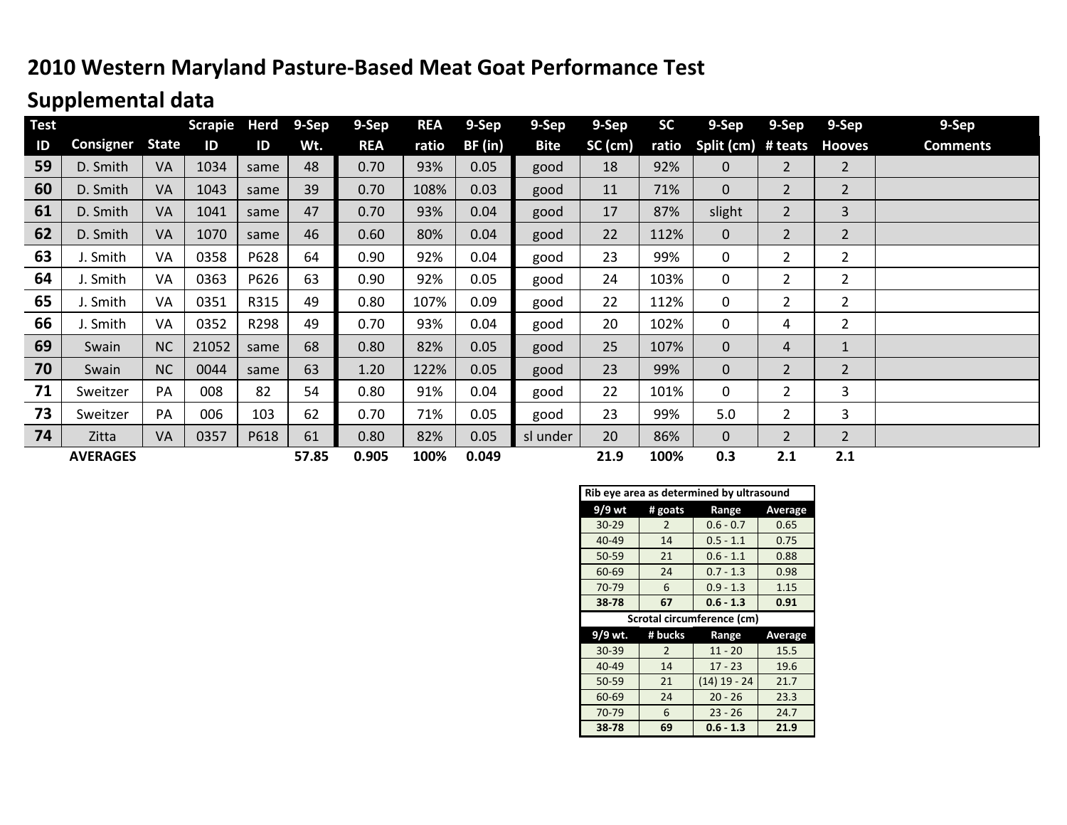# 2010 Western Maryland Pasture-Based Meat Goat Performance Test

## Supplemental data

| Test ID | Consigner | State | Scrapie ID | Herd ID | 9-Sep Wt. | 9-Sep REA | REA ratio | 9-Sep BF (in) | 9-Sep Bite | 9-Sep SC (cm) | SC ratio | 9-Sep Split (cm) | 9-Sep # teats | 9-Sep Hooves | 9-Sep Comments |
|---|---|---|---|---|---|---|---|---|---|---|---|---|---|---|---|
| 59 | D. Smith | VA | 1034 | same | 48 | 0.70 | 93% | 0.05 | good | 18 | 92% | 0 | 2 | 2 | |
| 60 | D. Smith | VA | 1043 | same | 39 | 0.70 | 108% | 0.03 | good | 11 | 71% | 0 | 2 | 2 | |
| 61 | D. Smith | VA | 1041 | same | 47 | 0.70 | 93% | 0.04 | good | 17 | 87% | slight | 2 | 3 | |
| 62 | D. Smith | VA | 1070 | same | 46 | 0.60 | 80% | 0.04 | good | 22 | 112% | 0 | 2 | 2 | |
| 63 | J. Smith | VA | 0358 | P628 | 64 | 0.90 | 92% | 0.04 | good | 23 | 99% | 0 | 2 | 2 | |
| 64 | J. Smith | VA | 0363 | P626 | 63 | 0.90 | 92% | 0.05 | good | 24 | 103% | 0 | 2 | 2 | |
| 65 | J. Smith | VA | 0351 | R315 | 49 | 0.80 | 107% | 0.09 | good | 22 | 112% | 0 | 2 | 2 | |
| 66 | J. Smith | VA | 0352 | R298 | 49 | 0.70 | 93% | 0.04 | good | 20 | 102% | 0 | 4 | 2 | |
| 69 | Swain | NC | 21052 | same | 68 | 0.80 | 82% | 0.05 | good | 25 | 107% | 0 | 4 | 1 | |
| 70 | Swain | NC | 0044 | same | 63 | 1.20 | 122% | 0.05 | good | 23 | 99% | 0 | 2 | 2 | |
| 71 | Sweitzer | PA | 008 | 82 | 54 | 0.80 | 91% | 0.04 | good | 22 | 101% | 0 | 2 | 3 | |
| 73 | Sweitzer | PA | 006 | 103 | 62 | 0.70 | 71% | 0.05 | good | 23 | 99% | 5.0 | 2 | 3 | |
| 74 | Zitta | VA | 0357 | P618 | 61 | 0.80 | 82% | 0.05 | sl under | 20 | 86% | 0 | 2 | 2 | |
| | **AVERAGES** | | | | **57.85** | **0.905** | **100%** | **0.049** | | **21.9** | **100%** | **0.3** | **2.1** | **2.1** | |

| Rib eye area as determined by ultrasound | | | |
|---|---|---|---|
| 9/9 wt | # goats | Range | Average |
| 30-29 | 2 | 0.6 - 0.7 | 0.65 |
| 40-49 | 14 | 0.5 - 1.1 | 0.75 |
| 50-59 | 21 | 0.6 - 1.1 | 0.88 |
| 60-69 | 24 | 0.7 - 1.3 | 0.98 |
| 70-79 | 6 | 0.9 - 1.3 | 1.15 |
| **38-78** | **67** | **0.6 - 1.3** | **0.91** |

| Scrotal circumference (cm) | | | |
|---|---|---|---|
| 9/9 wt. | # bucks | Range | Average |
| 30-39 | 2 | 11 - 20 | 15.5 |
| 40-49 | 14 | 17 - 23 | 19.6 |
| 50-59 | 21 | (14) 19 - 24 | 21.7 |
| 60-69 | 24 | 20 - 26 | 23.3 |
| 70-79 | 6 | 23 - 26 | 24.7 |
| **38-78** | **69** | **0.6 - 1.3** | **21.9** |